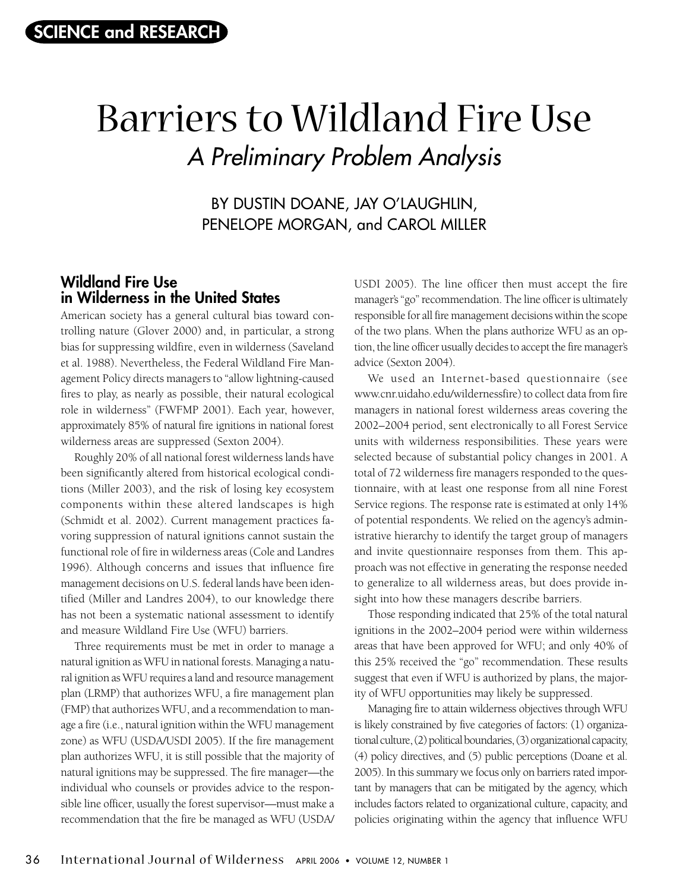SCIENCE and RESEARCH

# Barriers to Wildland Fire Use

## *A Preliminary Problem Analysis*

BY DUSTIN DOANE, JAY O'LAUGHLIN, PENELOPE MORGAN, and CAROL MILLER

### Wildland Fire Use in Wilderness in the United States

American society has a general cultural bias toward controlling nature (Glover 2000) and, in particular, a strong bias for suppressing wildfire, even in wilderness (Saveland et al. 1988). Nevertheless, the Federal Wildland Fire Management Policy directs managers to "allow lightning-caused fires to play, as nearly as possible, their natural ecological role in wilderness" (FWFMP 2001). Each year, however, approximately 85% of natural fire ignitions in national forest wilderness areas are suppressed (Sexton 2004).

Roughly 20% of all national forest wilderness lands have been significantly altered from historical ecological conditions (Miller 2003), and the risk of losing key ecosystem components within these altered landscapes is high (Schmidt et al. 2002). Current management practices favoring suppression of natural ignitions cannot sustain the functional role of fire in wilderness areas (Cole and Landres 1996). Although concerns and issues that influence fire management decisions on U.S. federal lands have been identified (Miller and Landres 2004), to our knowledge there has not been a systematic national assessment to identify and measure Wildland Fire Use (WFU) barriers.

Three requirements must be met in order to manage a natural ignition as WFU in national forests. Managing a natural ignition as WFU requires a land and resource management plan (LRMP) that authorizes WFU, a fire management plan (FMP) that authorizes WFU, and a recommendation to manage a fire (i.e., natural ignition within the WFU management zone) as WFU (USDA/USDI 2005). If the fire management plan authorizes WFU, it is still possible that the majority of natural ignitions may be suppressed. The fire manager—the individual who counsels or provides advice to the responsible line officer, usually the forest supervisor—must make a recommendation that the fire be managed as WFU (USDA/USDI 2005). The line officer then must accept the fire manager's "go" recommendation. The line officer is ultimately responsible for all fire management decisions within the scope of the two plans. When the plans authorize WFU as an option, the line officer usually decides to accept the fire manager's advice (Sexton 2004).

We used an Internet-based questionnaire (see www.cnr.uidaho.edu/wildernessfire) to collect data from fire managers in national forest wilderness areas covering the 2002–2004 period, sent electronically to all Forest Service units with wilderness responsibilities. These years were selected because of substantial policy changes in 2001. A total of 72 wilderness fire managers responded to the questionnaire, with at least one response from all nine Forest Service regions. The response rate is estimated at only 14% of potential respondents. We relied on the agency's administrative hierarchy to identify the target group of managers and invite questionnaire responses from them. This approach was not effective in generating the response needed to generalize to all wilderness areas, but does provide insight into how these managers describe barriers.

Those responding indicated that 25% of the total natural ignitions in the 2002–2004 period were within wilderness areas that have been approved for WFU; and only 40% of this 25% received the "go" recommendation. These results suggest that even if WFU is authorized by plans, the majority of WFU opportunities may likely be suppressed.

Managing fire to attain wilderness objectives through WFU is likely constrained by five categories of factors: (1) organizational culture, (2) political boundaries, (3) organizational capacity, (4) policy directives, and (5) public perceptions (Doane et al. 2005). In this summary we focus only on barriers rated important by managers that can be mitigated by the agency, which includes factors related to organizational culture, capacity, and policies originating within the agency that influence WFU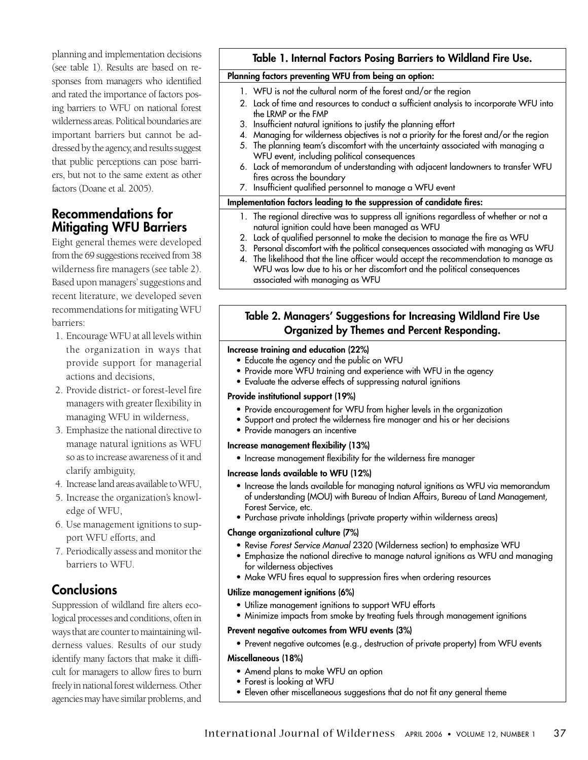planning and implementation decisions (see table 1). Results are based on responses from managers who identified and rated the importance of factors posing barriers to WFU on national forest wilderness areas. Political boundaries are important barriers but cannot be addressed by the agency, and results suggest that public perceptions can pose barriers, but not to the same extent as other factors (Doane et al. 2005).

**Table 1. Internal Factors Posing Barriers to Wildland Fire Use.**

**Planning factors preventing WFU from being an option:**

1. WFU is not the cultural norm of the forest and/or the region
2. Lack of time and resources to conduct a sufficient analysis to incorporate WFU into the LRMP or the FMP
3. Insufficient natural ignitions to justify the planning effort
4. Managing for wilderness objectives is not a priority for the forest and/or the region
5. The planning team's discomfort with the uncertainty associated with managing a WFU event, including political consequences
6. Lack of memorandum of understanding with adjacent landowners to transfer WFU fires across the boundary
7. Insufficient qualified personnel to manage a WFU event

**Implementation factors leading to the suppression of candidate fires:**

1. The regional directive was to suppress all ignitions regardless of whether or not a natural ignition could have been managed as WFU
2. Lack of qualified personnel to make the decision to manage the fire as WFU
3. Personal discomfort with the political consequences associated with managing as WFU
4. The likelihood that the line officer would accept the recommendation to manage as WFU was low due to his or her discomfort and the political consequences associated with managing as WFU

## Recommendations for Mitigating WFU Barriers

Eight general themes were developed from the 69 suggestions received from 38 wilderness fire managers (see table 2). Based upon managers' suggestions and recent literature, we developed seven recommendations for mitigating WFU barriers:

1. Encourage WFU at all levels within the organization in ways that provide support for managerial actions and decisions,
2. Provide district- or forest-level fire managers with greater flexibility in managing WFU in wilderness,
3. Emphasize the national directive to manage natural ignitions as WFU so as to increase awareness of it and clarify ambiguity,
4. Increase land areas available to WFU,
5. Increase the organization's knowledge of WFU,
6. Use management ignitions to support WFU efforts, and
7. Periodically assess and monitor the barriers to WFU.

**Table 2. Managers' Suggestions for Increasing Wildland Fire Use Organized by Themes and Percent Responding.**

**Increase training and education (22%)**

- Educate the agency and the public on WFU
- Provide more WFU training and experience with WFU in the agency
- Evaluate the adverse effects of suppressing natural ignitions

**Provide institutional support (19%)**

- Provide encouragement for WFU from higher levels in the organization
- Support and protect the wilderness fire manager and his or her decisions
- Provide managers an incentive

**Increase management flexibility (13%)**

- Increase management flexibility for the wilderness fire manager

**Increase lands available to WFU (12%)**

- Increase the lands available for managing natural ignitions as WFU via memorandum of understanding (MOU) with Bureau of Indian Affairs, Bureau of Land Management, Forest Service, etc.
- Purchase private inholdings (private property within wilderness areas)

**Change organizational culture (7%)**

- Revise *Forest Service Manual* 2320 (Wilderness section) to emphasize WFU
- Emphasize the national directive to manage natural ignitions as WFU and managing for wilderness objectives
- Make WFU fires equal to suppression fires when ordering resources

**Utilize management ignitions (6%)**

- Utilize management ignitions to support WFU efforts
- Minimize impacts from smoke by treating fuels through management ignitions

**Prevent negative outcomes from WFU events (3%)**

- Prevent negative outcomes (e.g., destruction of private property) from WFU events

**Miscellaneous (18%)**

- Amend plans to make WFU an option
- Forest is looking at WFU
- Eleven other miscellaneous suggestions that do not fit any general theme

## Conclusions

Suppression of wildland fire alters ecological processes and conditions, often in ways that are counter to maintaining wilderness values. Results of our study identify many factors that make it difficult for managers to allow fires to burn freely in national forest wilderness. Other agencies may have similar problems, and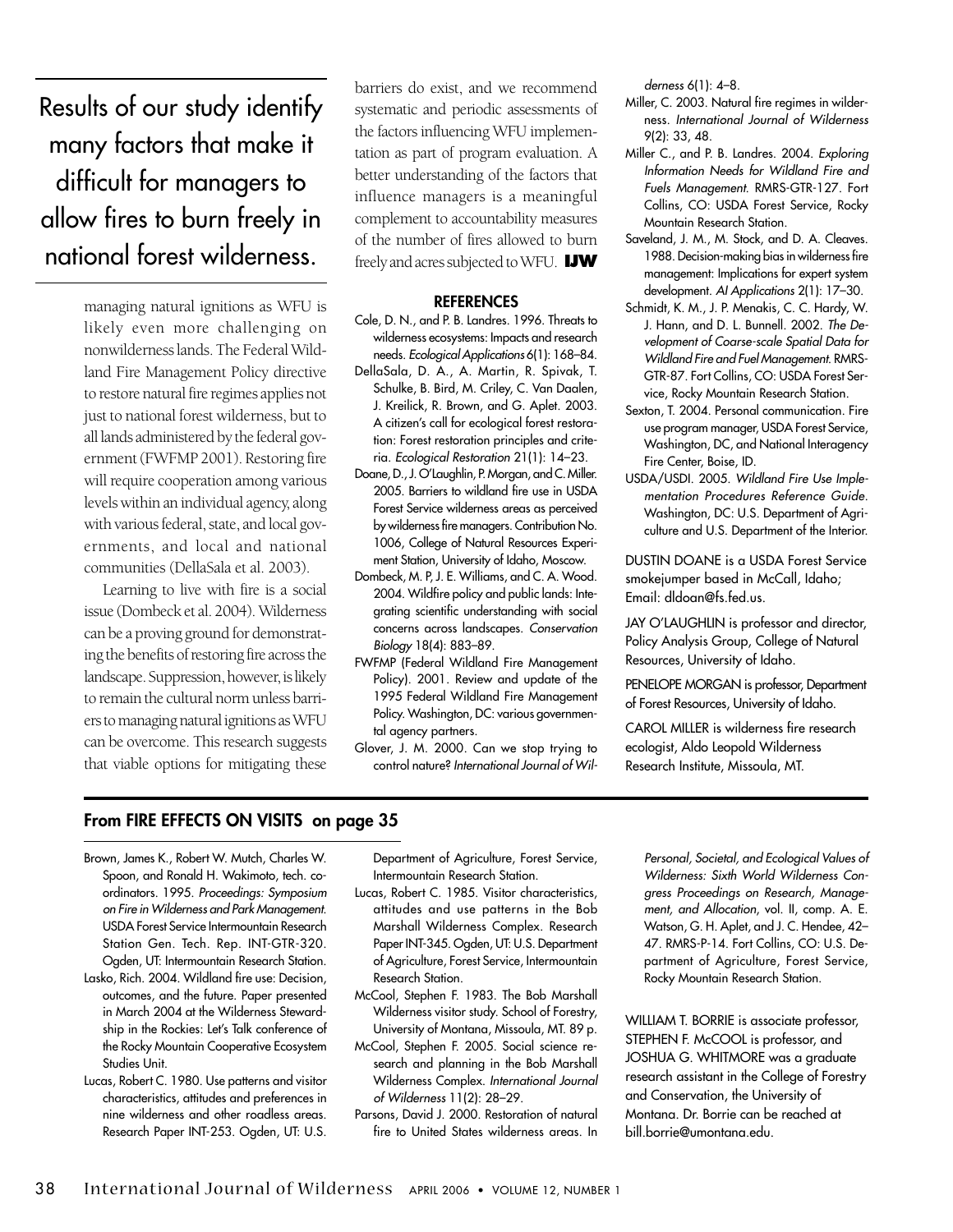Results of our study identify many factors that make it difficult for managers to allow fires to burn freely in national forest wilderness.

managing natural ignitions as WFU is likely even more challenging on nonwilderness lands. The Federal Wildland Fire Management Policy directive to restore natural fire regimes applies not just to national forest wilderness, but to all lands administered by the federal government (FWFMP 2001). Restoring fire will require cooperation among various levels within an individual agency, along with various federal, state, and local governments, and local and national communities (DellaSala et al. 2003).

Learning to live with fire is a social issue (Dombeck et al. 2004). Wilderness can be a proving ground for demonstrating the benefits of restoring fire across the landscape. Suppression, however, is likely to remain the cultural norm unless barriers to managing natural ignitions as WFU can be overcome. This research suggests that viable options for mitigating these barriers do exist, and we recommend systematic and periodic assessments of the factors influencing WFU implementation as part of program evaluation. A better understanding of the factors that influence managers is a meaningful complement to accountability measures of the number of fires allowed to burn freely and acres subjected to WFU. **IJW**

#### REFERENCES

Cole, D. N., and P. B. Landres. 1996. Threats to wilderness ecosystems: Impacts and research needs. *Ecological Applications* 6(1): 168–84.

DellaSala, D. A., A. Martin, R. Spivak, T. Schulke, B. Bird, M. Criley, C. Van Daalen, J. Kreilick, R. Brown, and G. Aplet. 2003. A citizen's call for ecological forest restoration: Forest restoration principles and criteria. *Ecological Restoration* 21(1): 14–23.

Doane, D., J. O'Laughlin, P. Morgan, and C. Miller. 2005. Barriers to wildland fire use in USDA Forest Service wilderness areas as perceived by wilderness fire managers. Contribution No. 1006, College of Natural Resources Experiment Station, University of Idaho, Moscow.

Dombeck, M. P., J. E. Williams, and C. A. Wood. 2004. Wildfire policy and public lands: Integrating scientific understanding with social concerns across landscapes. *Conservation Biology* 18(4): 883–89.

FWFMP (Federal Wildland Fire Management Policy). 2001. Review and update of the 1995 Federal Wildland Fire Management Policy. Washington, DC: various governmental agency partners.

Glover, J. M. 2000. Can we stop trying to control nature? *International Journal of Wilderness* 6(1): 4–8.

Miller, C. 2003. Natural fire regimes in wilderness. *International Journal of Wilderness* 9(2): 33, 48.

Miller C., and P. B. Landres. 2004. *Exploring Information Needs for Wildland Fire and Fuels Management.* RMRS-GTR-127. Fort Collins, CO: USDA Forest Service, Rocky Mountain Research Station.

Saveland, J. M., M. Stock, and D. A. Cleaves. 1988. Decision-making bias in wilderness fire management: Implications for expert system development. *AI Applications* 2(1): 17–30.

Schmidt, K. M., J. P. Menakis, C. C. Hardy, W. J. Hann, and D. L. Bunnell. 2002. *The Development of Coarse-scale Spatial Data for Wildland Fire and Fuel Management.* RMRS-GTR-87. Fort Collins, CO: USDA Forest Service, Rocky Mountain Research Station.

Sexton, T. 2004. Personal communication. Fire use program manager, USDA Forest Service, Washington, DC, and National Interagency Fire Center, Boise, ID.

USDA/USDI. 2005. *Wildland Fire Use Implementation Procedures Reference Guide*. Washington, DC: U.S. Department of Agriculture and U.S. Department of the Interior.

DUSTIN DOANE is a USDA Forest Service smokejumper based in McCall, Idaho; Email: dldoan@fs.fed.us.

JAY O'LAUGHLIN is professor and director, Policy Analysis Group, College of Natural Resources, University of Idaho.

PENELOPE MORGAN is professor, Department of Forest Resources, University of Idaho.

CAROL MILLER is wilderness fire research ecologist, Aldo Leopold Wilderness Research Institute, Missoula, MT.

### From FIRE EFFECTS ON VISITS on page 35

Brown, James K., Robert W. Mutch, Charles W. Spoon, and Ronald H. Wakimoto, tech. coordinators. 1995. *Proceedings: Symposium on Fire in Wilderness and Park Management.* USDA Forest Service Intermountain Research Station Gen. Tech. Rep. INT-GTR-320. Ogden, UT: Intermountain Research Station.

Lasko, Rich. 2004. Wildland fire use: Decision, outcomes, and the future. Paper presented in March 2004 at the Wilderness Stewardship in the Rockies: Let's Talk conference of the Rocky Mountain Cooperative Ecosystem Studies Unit.

Lucas, Robert C. 1980. Use patterns and visitor characteristics, attitudes and preferences in nine wilderness and other roadless areas. Research Paper INT-253. Ogden, UT: U.S. Department of Agriculture, Forest Service, Intermountain Research Station.

Lucas, Robert C. 1985. Visitor characteristics, attitudes and use patterns in the Bob Marshall Wilderness Complex. Research Paper INT-345. Ogden, UT: U.S. Department of Agriculture, Forest Service, Intermountain Research Station.

McCool, Stephen F. 1983. The Bob Marshall Wilderness visitor study. School of Forestry, University of Montana, Missoula, MT. 89 p.

McCool, Stephen F. 2005. Social science research and planning in the Bob Marshall Wilderness Complex. *International Journal of Wilderness* 11(2): 28–29.

Parsons, David J. 2000. Restoration of natural fire to United States wilderness areas. In *Personal, Societal, and Ecological Values of Wilderness: Sixth World Wilderness Congress Proceedings on Research, Management, and Allocation*, vol. II, comp. A. E. Watson, G. H. Aplet, and J. C. Hendee, 42–47. RMRS-P-14. Fort Collins, CO: U.S. Department of Agriculture, Forest Service, Rocky Mountain Research Station.

WILLIAM T. BORRIE is associate professor, STEPHEN F. McCOOL is professor, and JOSHUA G. WHITMORE was a graduate research assistant in the College of Forestry and Conservation, the University of Montana. Dr. Borrie can be reached at bill.borrie@umontana.edu.